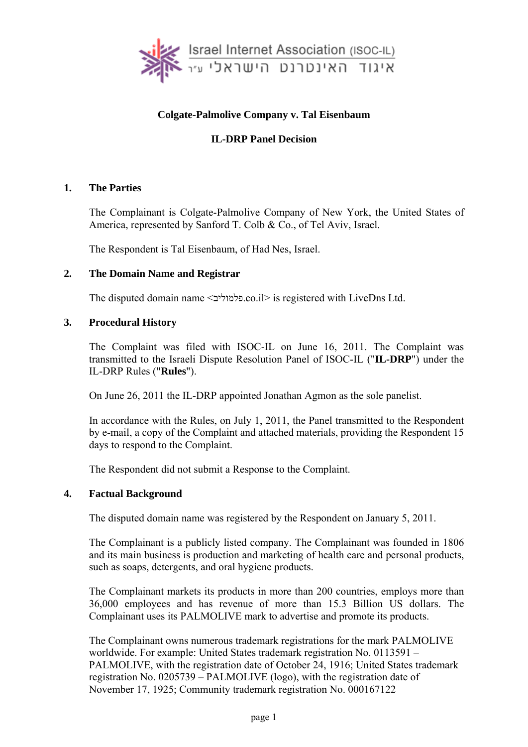Israel Internet Association (ISOC-IL)
איגוד האינטרנט הישראלי ע"ר

**Colgate-Palmolive Company v. Tal Eisenbaum**

**IL-DRP Panel Decision**

## 1. The Parties

The Complainant is Colgate-Palmolive Company of New York, the United States of America, represented by Sanford T. Colb & Co., of Tel Aviv, Israel.

The Respondent is Tal Eisenbaum, of Had Nes, Israel.

## 2. The Domain Name and Registrar

The disputed domain name <פלמוליב.co.il> is registered with LiveDns Ltd.

## 3. Procedural History

The Complaint was filed with ISOC-IL on June 16, 2011. The Complaint was transmitted to the Israeli Dispute Resolution Panel of ISOC-IL ("**IL-DRP**") under the IL-DRP Rules ("**Rules**").

On June 26, 2011 the IL-DRP appointed Jonathan Agmon as the sole panelist.

In accordance with the Rules, on July 1, 2011, the Panel transmitted to the Respondent by e-mail, a copy of the Complaint and attached materials, providing the Respondent 15 days to respond to the Complaint.

The Respondent did not submit a Response to the Complaint.

## 4. Factual Background

The disputed domain name was registered by the Respondent on January 5, 2011.

The Complainant is a publicly listed company. The Complainant was founded in 1806 and its main business is production and marketing of health care and personal products, such as soaps, detergents, and oral hygiene products.

The Complainant markets its products in more than 200 countries, employs more than 36,000 employees and has revenue of more than 15.3 Billion US dollars. The Complainant uses its PALMOLIVE mark to advertise and promote its products.

The Complainant owns numerous trademark registrations for the mark PALMOLIVE worldwide. For example: United States trademark registration No. 0113591 – PALMOLIVE, with the registration date of October 24, 1916; United States trademark registration No. 0205739 – PALMOLIVE (logo), with the registration date of November 17, 1925; Community trademark registration No. 000167122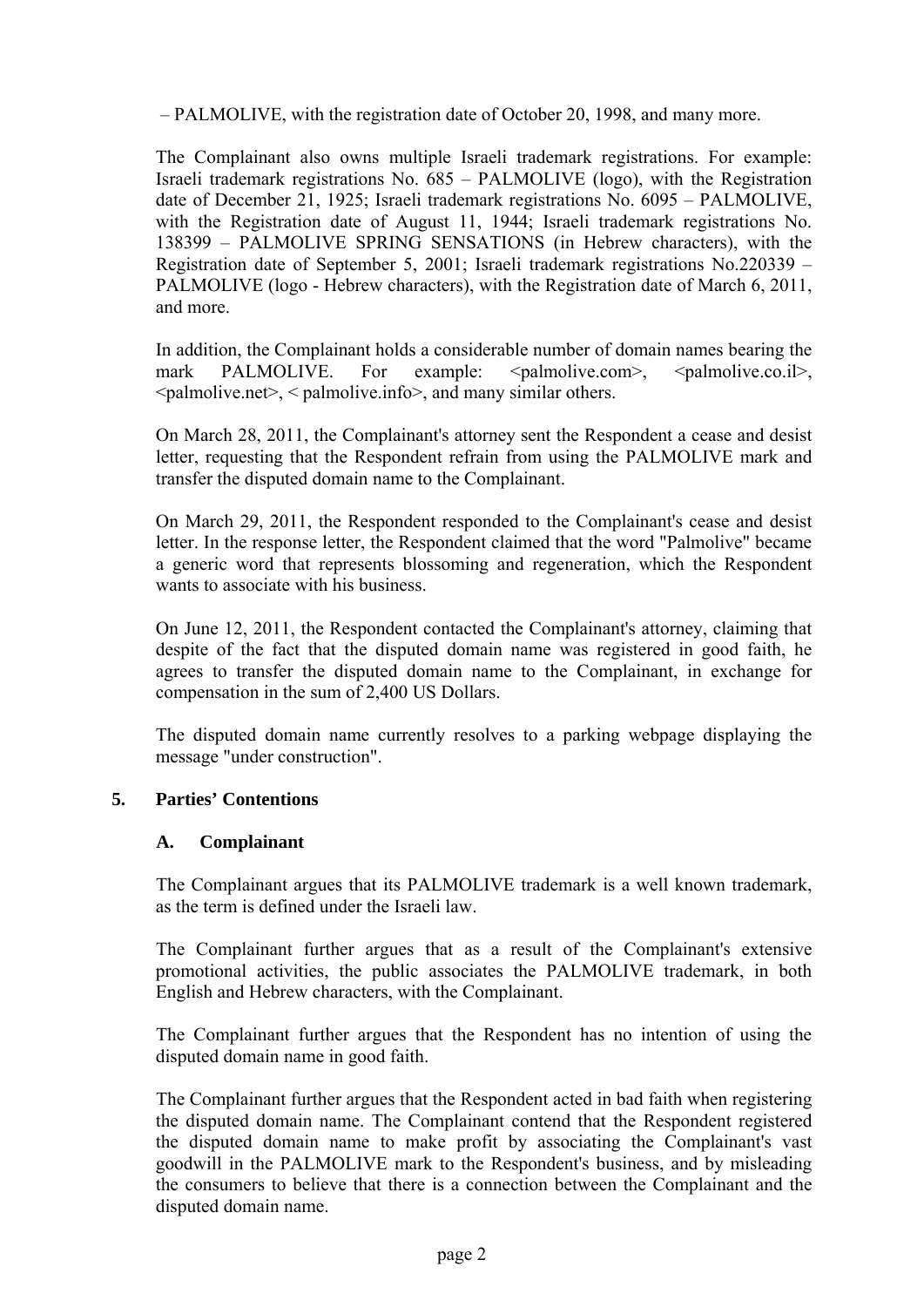– PALMOLIVE, with the registration date of October 20, 1998, and many more.

The Complainant also owns multiple Israeli trademark registrations. For example: Israeli trademark registrations No. 685 – PALMOLIVE (logo), with the Registration date of December 21, 1925; Israeli trademark registrations No. 6095 – PALMOLIVE, with the Registration date of August 11, 1944; Israeli trademark registrations No. 138399 – PALMOLIVE SPRING SENSATIONS (in Hebrew characters), with the Registration date of September 5, 2001; Israeli trademark registrations No.220339 – PALMOLIVE (logo - Hebrew characters), with the Registration date of March 6, 2011, and more.

In addition, the Complainant holds a considerable number of domain names bearing the mark PALMOLIVE. For example: <palmolive.com>, <palmolive.co.il>, <palmolive.net>, < palmolive.info>, and many similar others.

On March 28, 2011, the Complainant's attorney sent the Respondent a cease and desist letter, requesting that the Respondent refrain from using the PALMOLIVE mark and transfer the disputed domain name to the Complainant.

On March 29, 2011, the Respondent responded to the Complainant's cease and desist letter. In the response letter, the Respondent claimed that the word "Palmolive" became a generic word that represents blossoming and regeneration, which the Respondent wants to associate with his business.

On June 12, 2011, the Respondent contacted the Complainant's attorney, claiming that despite of the fact that the disputed domain name was registered in good faith, he agrees to transfer the disputed domain name to the Complainant, in exchange for compensation in the sum of 2,400 US Dollars.

The disputed domain name currently resolves to a parking webpage displaying the message "under construction".

## 5. Parties' Contentions

### A. Complainant

The Complainant argues that its PALMOLIVE trademark is a well known trademark, as the term is defined under the Israeli law.

The Complainant further argues that as a result of the Complainant's extensive promotional activities, the public associates the PALMOLIVE trademark, in both English and Hebrew characters, with the Complainant.

The Complainant further argues that the Respondent has no intention of using the disputed domain name in good faith.

The Complainant further argues that the Respondent acted in bad faith when registering the disputed domain name. The Complainant contend that the Respondent registered the disputed domain name to make profit by associating the Complainant's vast goodwill in the PALMOLIVE mark to the Respondent's business, and by misleading the consumers to believe that there is a connection between the Complainant and the disputed domain name.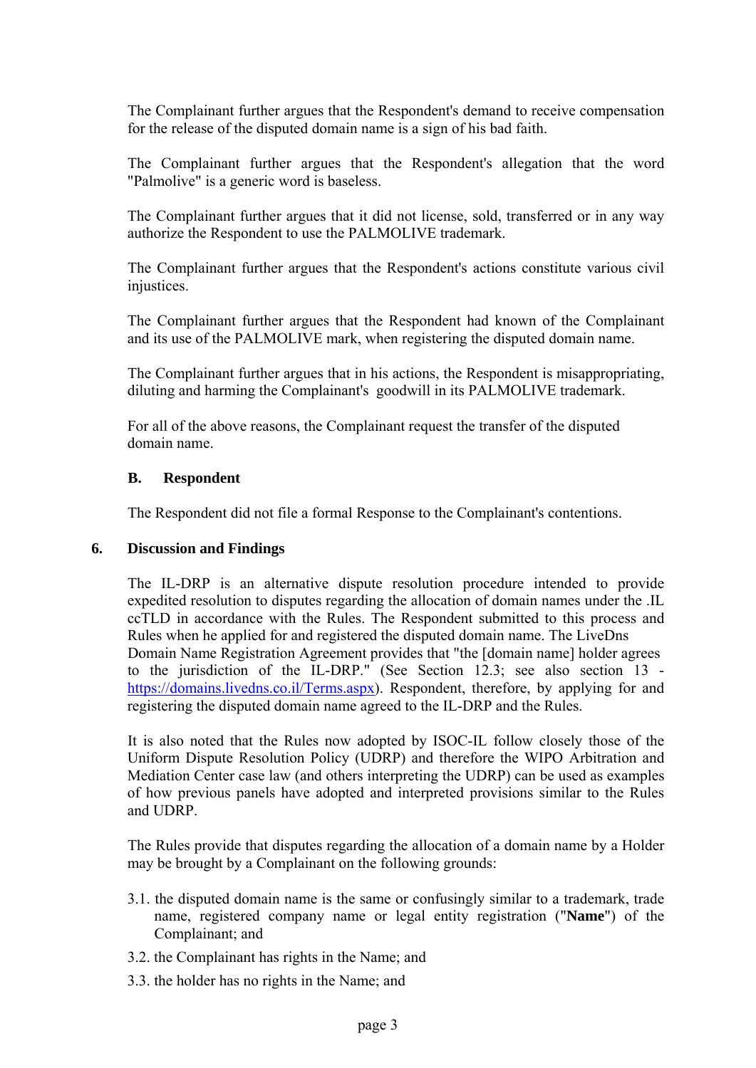The Complainant further argues that the Respondent's demand to receive compensation for the release of the disputed domain name is a sign of his bad faith.

The Complainant further argues that the Respondent's allegation that the word "Palmolive" is a generic word is baseless.

The Complainant further argues that it did not license, sold, transferred or in any way authorize the Respondent to use the PALMOLIVE trademark.

The Complainant further argues that the Respondent's actions constitute various civil injustices.

The Complainant further argues that the Respondent had known of the Complainant and its use of the PALMOLIVE mark, when registering the disputed domain name.

The Complainant further argues that in his actions, the Respondent is misappropriating, diluting and harming the Complainant's goodwill in its PALMOLIVE trademark.

For all of the above reasons, the Complainant request the transfer of the disputed domain name.

### B. Respondent

The Respondent did not file a formal Response to the Complainant's contentions.

## 6. Discussion and Findings

The IL-DRP is an alternative dispute resolution procedure intended to provide expedited resolution to disputes regarding the allocation of domain names under the .IL ccTLD in accordance with the Rules. The Respondent submitted to this process and Rules when he applied for and registered the disputed domain name. The LiveDns Domain Name Registration Agreement provides that "the [domain name] holder agrees to the jurisdiction of the IL-DRP." (See Section 12.3; see also section 13 - https://domains.livedns.co.il/Terms.aspx). Respondent, therefore, by applying for and registering the disputed domain name agreed to the IL-DRP and the Rules.

It is also noted that the Rules now adopted by ISOC-IL follow closely those of the Uniform Dispute Resolution Policy (UDRP) and therefore the WIPO Arbitration and Mediation Center case law (and others interpreting the UDRP) can be used as examples of how previous panels have adopted and interpreted provisions similar to the Rules and UDRP.

The Rules provide that disputes regarding the allocation of a domain name by a Holder may be brought by a Complainant on the following grounds:

3.1. the disputed domain name is the same or confusingly similar to a trademark, trade name, registered company name or legal entity registration ("**Name**") of the Complainant; and

3.2. the Complainant has rights in the Name; and

3.3. the holder has no rights in the Name; and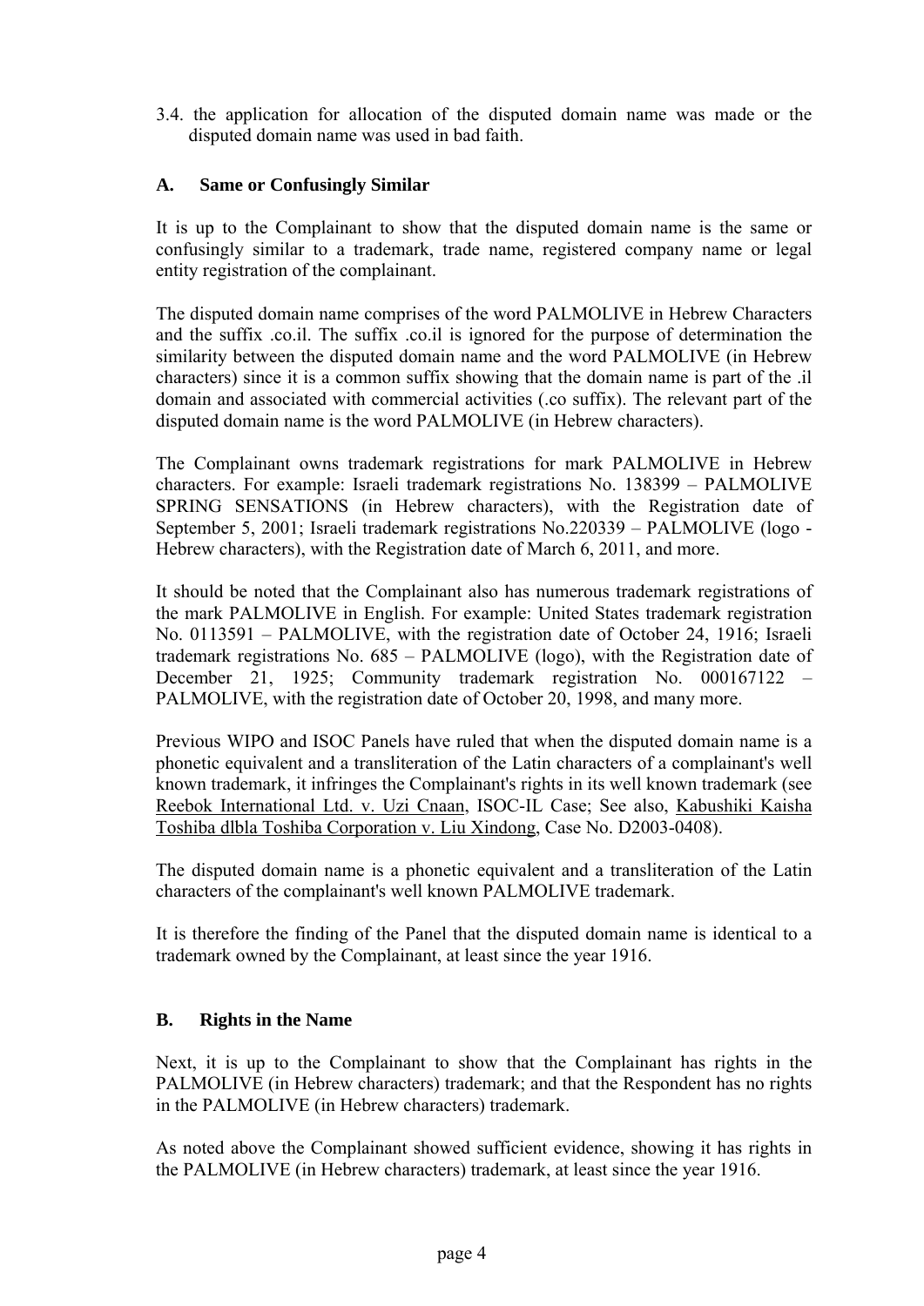3.4. the application for allocation of the disputed domain name was made or the disputed domain name was used in bad faith.

### A. Same or Confusingly Similar

It is up to the Complainant to show that the disputed domain name is the same or confusingly similar to a trademark, trade name, registered company name or legal entity registration of the complainant.

The disputed domain name comprises of the word PALMOLIVE in Hebrew Characters and the suffix .co.il. The suffix .co.il is ignored for the purpose of determination the similarity between the disputed domain name and the word PALMOLIVE (in Hebrew characters) since it is a common suffix showing that the domain name is part of the .il domain and associated with commercial activities (.co suffix). The relevant part of the disputed domain name is the word PALMOLIVE (in Hebrew characters).

The Complainant owns trademark registrations for mark PALMOLIVE in Hebrew characters. For example: Israeli trademark registrations No. 138399 – PALMOLIVE SPRING SENSATIONS (in Hebrew characters), with the Registration date of September 5, 2001; Israeli trademark registrations No.220339 – PALMOLIVE (logo - Hebrew characters), with the Registration date of March 6, 2011, and more.

It should be noted that the Complainant also has numerous trademark registrations of the mark PALMOLIVE in English. For example: United States trademark registration No. 0113591 – PALMOLIVE, with the registration date of October 24, 1916; Israeli trademark registrations No. 685 – PALMOLIVE (logo), with the Registration date of December 21, 1925; Community trademark registration No. 000167122 – PALMOLIVE, with the registration date of October 20, 1998, and many more.

Previous WIPO and ISOC Panels have ruled that when the disputed domain name is a phonetic equivalent and a transliteration of the Latin characters of a complainant's well known trademark, it infringes the Complainant's rights in its well known trademark (see Reebok International Ltd. v. Uzi Cnaan, ISOC-IL Case; See also, Kabushiki Kaisha Toshiba dlbla Toshiba Corporation v. Liu Xindong, Case No. D2003-0408).

The disputed domain name is a phonetic equivalent and a transliteration of the Latin characters of the complainant's well known PALMOLIVE trademark.

It is therefore the finding of the Panel that the disputed domain name is identical to a trademark owned by the Complainant, at least since the year 1916.

### B. Rights in the Name

Next, it is up to the Complainant to show that the Complainant has rights in the PALMOLIVE (in Hebrew characters) trademark; and that the Respondent has no rights in the PALMOLIVE (in Hebrew characters) trademark.

As noted above the Complainant showed sufficient evidence, showing it has rights in the PALMOLIVE (in Hebrew characters) trademark, at least since the year 1916.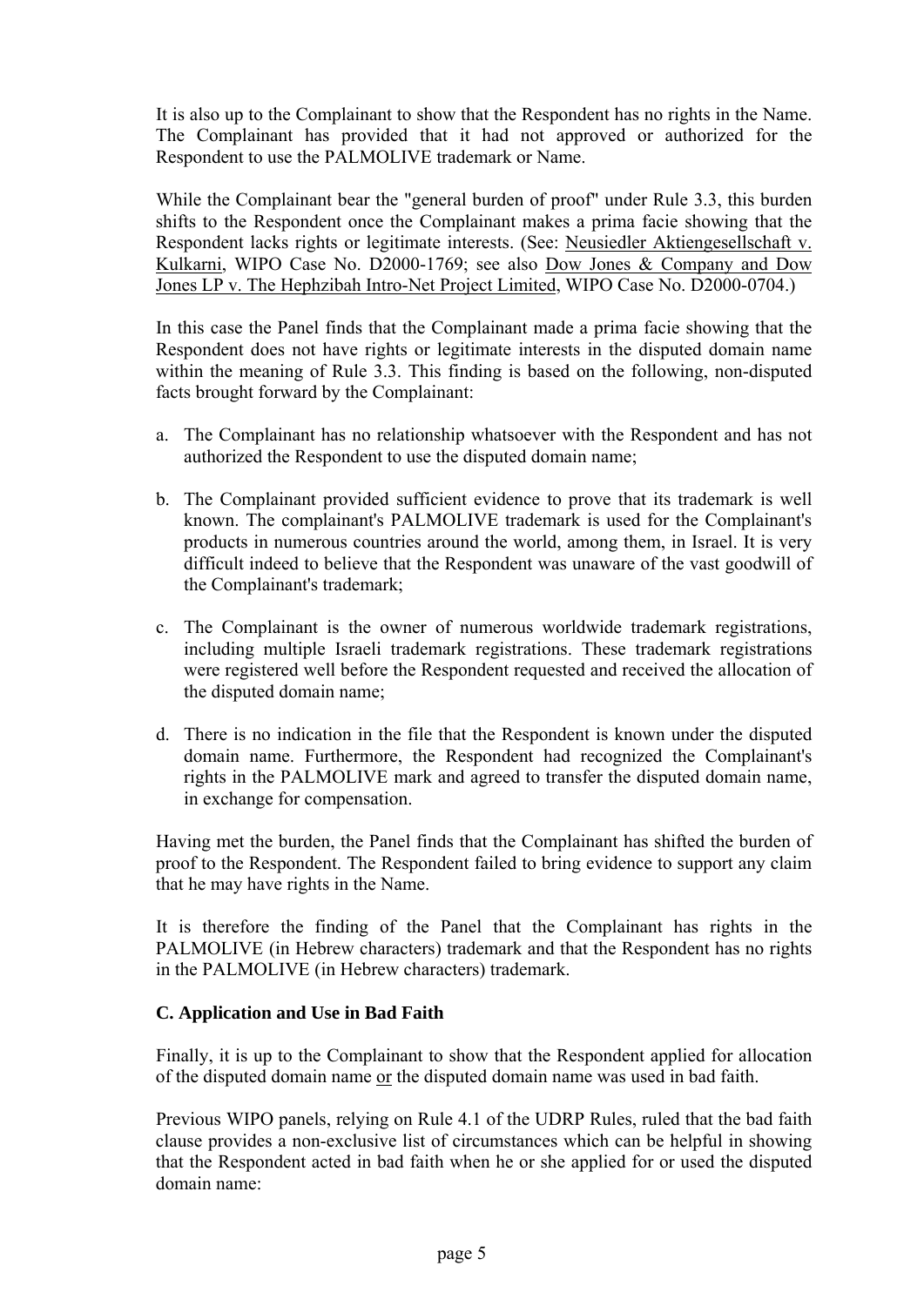It is also up to the Complainant to show that the Respondent has no rights in the Name. The Complainant has provided that it had not approved or authorized for the Respondent to use the PALMOLIVE trademark or Name.

While the Complainant bear the "general burden of proof" under Rule 3.3, this burden shifts to the Respondent once the Complainant makes a prima facie showing that the Respondent lacks rights or legitimate interests. (See: Neusiedler Aktiengesellschaft v. Kulkarni, WIPO Case No. D2000-1769; see also Dow Jones & Company and Dow Jones LP v. The Hephzibah Intro-Net Project Limited, WIPO Case No. D2000-0704.)

In this case the Panel finds that the Complainant made a prima facie showing that the Respondent does not have rights or legitimate interests in the disputed domain name within the meaning of Rule 3.3. This finding is based on the following, non-disputed facts brought forward by the Complainant:

a. The Complainant has no relationship whatsoever with the Respondent and has not authorized the Respondent to use the disputed domain name;

b. The Complainant provided sufficient evidence to prove that its trademark is well known. The complainant's PALMOLIVE trademark is used for the Complainant's products in numerous countries around the world, among them, in Israel. It is very difficult indeed to believe that the Respondent was unaware of the vast goodwill of the Complainant's trademark;

c. The Complainant is the owner of numerous worldwide trademark registrations, including multiple Israeli trademark registrations. These trademark registrations were registered well before the Respondent requested and received the allocation of the disputed domain name;

d. There is no indication in the file that the Respondent is known under the disputed domain name. Furthermore, the Respondent had recognized the Complainant's rights in the PALMOLIVE mark and agreed to transfer the disputed domain name, in exchange for compensation.

Having met the burden, the Panel finds that the Complainant has shifted the burden of proof to the Respondent. The Respondent failed to bring evidence to support any claim that he may have rights in the Name.

It is therefore the finding of the Panel that the Complainant has rights in the PALMOLIVE (in Hebrew characters) trademark and that the Respondent has no rights in the PALMOLIVE (in Hebrew characters) trademark.

### C. Application and Use in Bad Faith

Finally, it is up to the Complainant to show that the Respondent applied for allocation of the disputed domain name or the disputed domain name was used in bad faith.

Previous WIPO panels, relying on Rule 4.1 of the UDRP Rules, ruled that the bad faith clause provides a non-exclusive list of circumstances which can be helpful in showing that the Respondent acted in bad faith when he or she applied for or used the disputed domain name: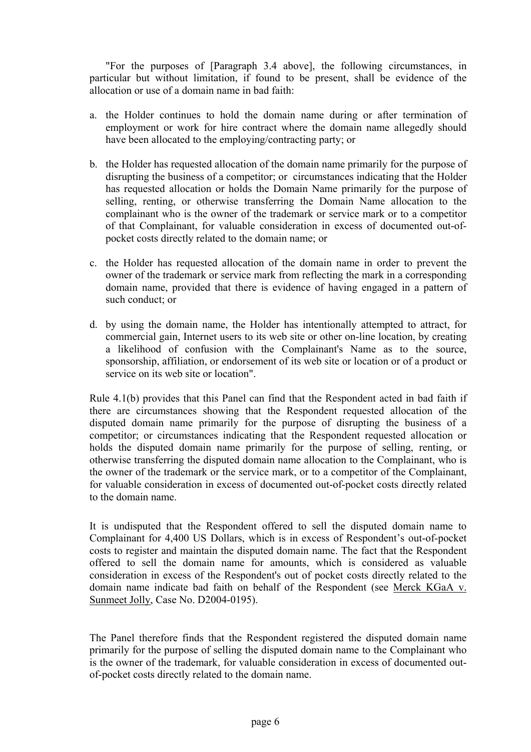"For the purposes of [Paragraph 3.4 above], the following circumstances, in particular but without limitation, if found to be present, shall be evidence of the allocation or use of a domain name in bad faith:

a. the Holder continues to hold the domain name during or after termination of employment or work for hire contract where the domain name allegedly should have been allocated to the employing/contracting party; or

b. the Holder has requested allocation of the domain name primarily for the purpose of disrupting the business of a competitor; or circumstances indicating that the Holder has requested allocation or holds the Domain Name primarily for the purpose of selling, renting, or otherwise transferring the Domain Name allocation to the complainant who is the owner of the trademark or service mark or to a competitor of that Complainant, for valuable consideration in excess of documented out-of-pocket costs directly related to the domain name; or

c. the Holder has requested allocation of the domain name in order to prevent the owner of the trademark or service mark from reflecting the mark in a corresponding domain name, provided that there is evidence of having engaged in a pattern of such conduct; or

d. by using the domain name, the Holder has intentionally attempted to attract, for commercial gain, Internet users to its web site or other on-line location, by creating a likelihood of confusion with the Complainant's Name as to the source, sponsorship, affiliation, or endorsement of its web site or location or of a product or service on its web site or location".

Rule 4.1(b) provides that this Panel can find that the Respondent acted in bad faith if there are circumstances showing that the Respondent requested allocation of the disputed domain name primarily for the purpose of disrupting the business of a competitor; or circumstances indicating that the Respondent requested allocation or holds the disputed domain name primarily for the purpose of selling, renting, or otherwise transferring the disputed domain name allocation to the Complainant, who is the owner of the trademark or the service mark, or to a competitor of the Complainant, for valuable consideration in excess of documented out-of-pocket costs directly related to the domain name.

It is undisputed that the Respondent offered to sell the disputed domain name to Complainant for 4,400 US Dollars, which is in excess of Respondent's out-of-pocket costs to register and maintain the disputed domain name. The fact that the Respondent offered to sell the domain name for amounts, which is considered as valuable consideration in excess of the Respondent's out of pocket costs directly related to the domain name indicate bad faith on behalf of the Respondent (see Merck KGaA v. Sunmeet Jolly, Case No. D2004-0195).

The Panel therefore finds that the Respondent registered the disputed domain name primarily for the purpose of selling the disputed domain name to the Complainant who is the owner of the trademark, for valuable consideration in excess of documented out-of-pocket costs directly related to the domain name.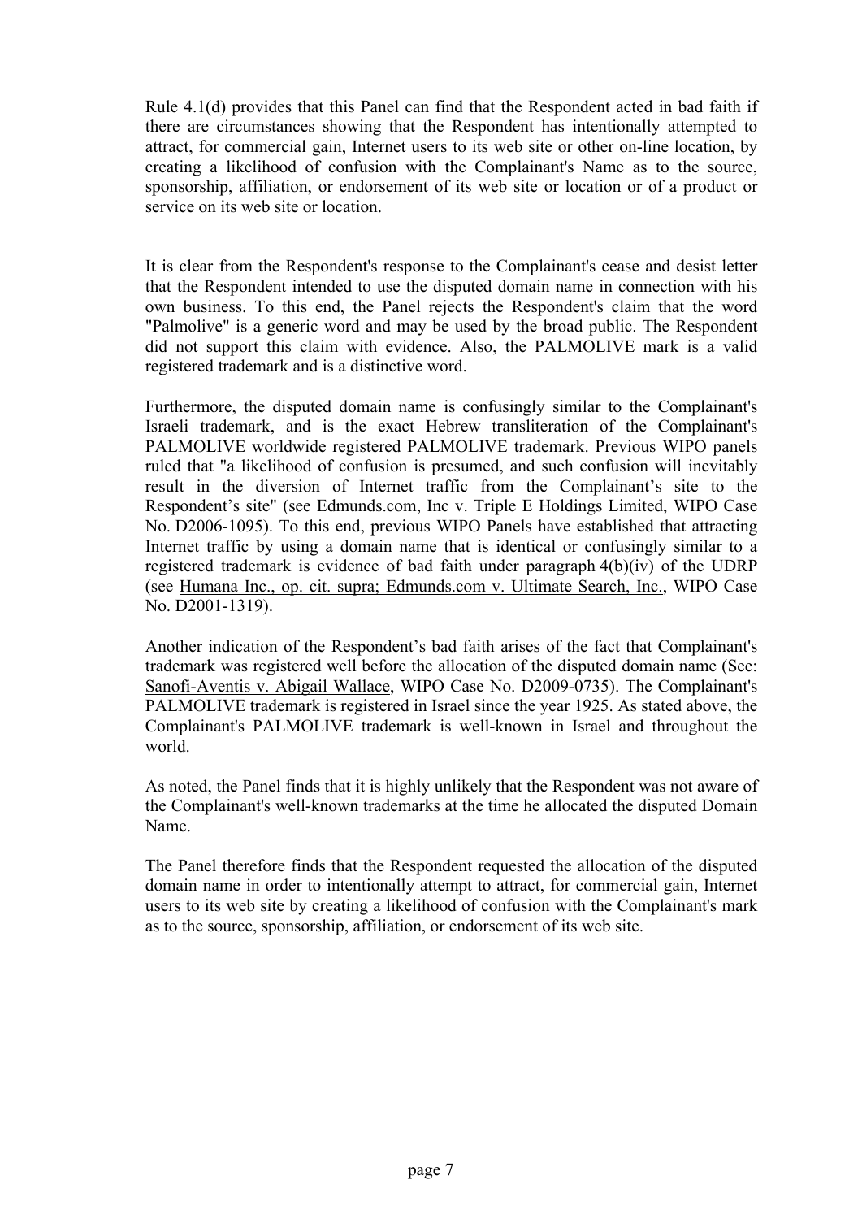Rule 4.1(d) provides that this Panel can find that the Respondent acted in bad faith if there are circumstances showing that the Respondent has intentionally attempted to attract, for commercial gain, Internet users to its web site or other on-line location, by creating a likelihood of confusion with the Complainant's Name as to the source, sponsorship, affiliation, or endorsement of its web site or location or of a product or service on its web site or location.

It is clear from the Respondent's response to the Complainant's cease and desist letter that the Respondent intended to use the disputed domain name in connection with his own business. To this end, the Panel rejects the Respondent's claim that the word "Palmolive" is a generic word and may be used by the broad public. The Respondent did not support this claim with evidence. Also, the PALMOLIVE mark is a valid registered trademark and is a distinctive word.

Furthermore, the disputed domain name is confusingly similar to the Complainant's Israeli trademark, and is the exact Hebrew transliteration of the Complainant's PALMOLIVE worldwide registered PALMOLIVE trademark. Previous WIPO panels ruled that "a likelihood of confusion is presumed, and such confusion will inevitably result in the diversion of Internet traffic from the Complainant's site to the Respondent's site" (see Edmunds.com, Inc v. Triple E Holdings Limited, WIPO Case No. D2006-1095). To this end, previous WIPO Panels have established that attracting Internet traffic by using a domain name that is identical or confusingly similar to a registered trademark is evidence of bad faith under paragraph 4(b)(iv) of the UDRP (see Humana Inc., op. cit. supra; Edmunds.com v. Ultimate Search, Inc., WIPO Case No. D2001-1319).

Another indication of the Respondent's bad faith arises of the fact that Complainant's trademark was registered well before the allocation of the disputed domain name (See: Sanofi-Aventis v. Abigail Wallace, WIPO Case No. D2009-0735). The Complainant's PALMOLIVE trademark is registered in Israel since the year 1925. As stated above, the Complainant's PALMOLIVE trademark is well-known in Israel and throughout the world.

As noted, the Panel finds that it is highly unlikely that the Respondent was not aware of the Complainant's well-known trademarks at the time he allocated the disputed Domain Name.

The Panel therefore finds that the Respondent requested the allocation of the disputed domain name in order to intentionally attempt to attract, for commercial gain, Internet users to its web site by creating a likelihood of confusion with the Complainant's mark as to the source, sponsorship, affiliation, or endorsement of its web site.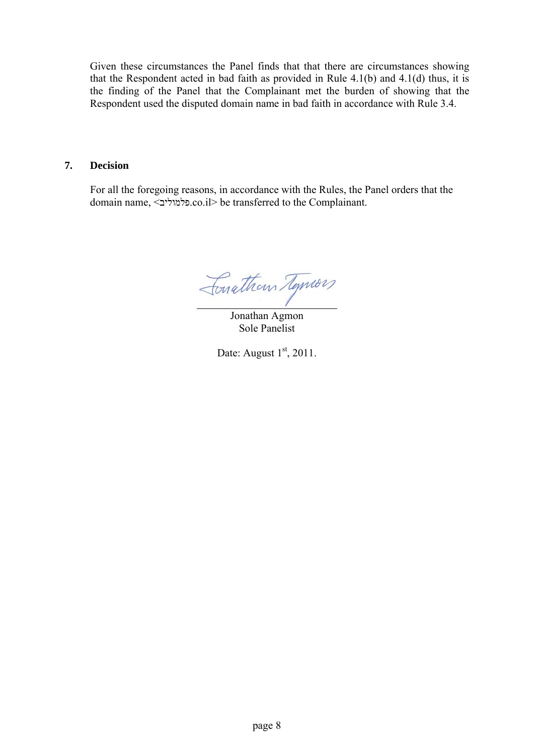Given these circumstances the Panel finds that that there are circumstances showing that the Respondent acted in bad faith as provided in Rule 4.1(b) and 4.1(d) thus, it is the finding of the Panel that the Complainant met the burden of showing that the Respondent used the disputed domain name in bad faith in accordance with Rule 3.4.

## 7. Decision

For all the foregoing reasons, in accordance with the Rules, the Panel orders that the domain name, <פלמוליב.co.il> be transferred to the Complainant.

Jonathan Agmon
Sole Panelist

Date: August 1st, 2011.